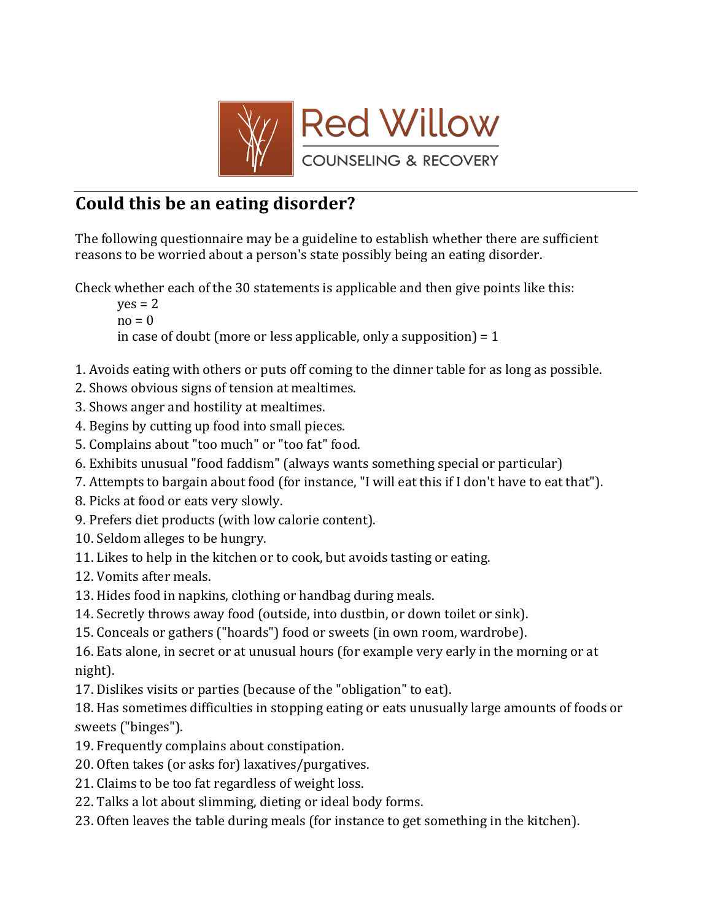Red Willow

COUNSELING & RECOVERY

## Could this be an eating disorder?

The following questionnaire may be a guideline to establish whether there are sufficient reasons to be worried about a person's state possibly being an eating disorder.

Check whether each of the 30 statements is applicable and then give points like this:

yes = 2
no = 0
in case of doubt (more or less applicable, only a supposition) = 1

1. Avoids eating with others or puts off coming to the dinner table for as long as possible.
2. Shows obvious signs of tension at mealtimes.
3. Shows anger and hostility at mealtimes.
4. Begins by cutting up food into small pieces.
5. Complains about "too much" or "too fat" food.
6. Exhibits unusual "food faddism" (always wants something special or particular)
7. Attempts to bargain about food (for instance, "I will eat this if I don't have to eat that").
8. Picks at food or eats very slowly.
9. Prefers diet products (with low calorie content).
10. Seldom alleges to be hungry.
11. Likes to help in the kitchen or to cook, but avoids tasting or eating.
12. Vomits after meals.
13. Hides food in napkins, clothing or handbag during meals.
14. Secretly throws away food (outside, into dustbin, or down toilet or sink).
15. Conceals or gathers ("hoards") food or sweets (in own room, wardrobe).
16. Eats alone, in secret or at unusual hours (for example very early in the morning or at night).
17. Dislikes visits or parties (because of the "obligation" to eat).
18. Has sometimes difficulties in stopping eating or eats unusually large amounts of foods or sweets ("binges").
19. Frequently complains about constipation.
20. Often takes (or asks for) laxatives/purgatives.
21. Claims to be too fat regardless of weight loss.
22. Talks a lot about slimming, dieting or ideal body forms.
23. Often leaves the table during meals (for instance to get something in the kitchen).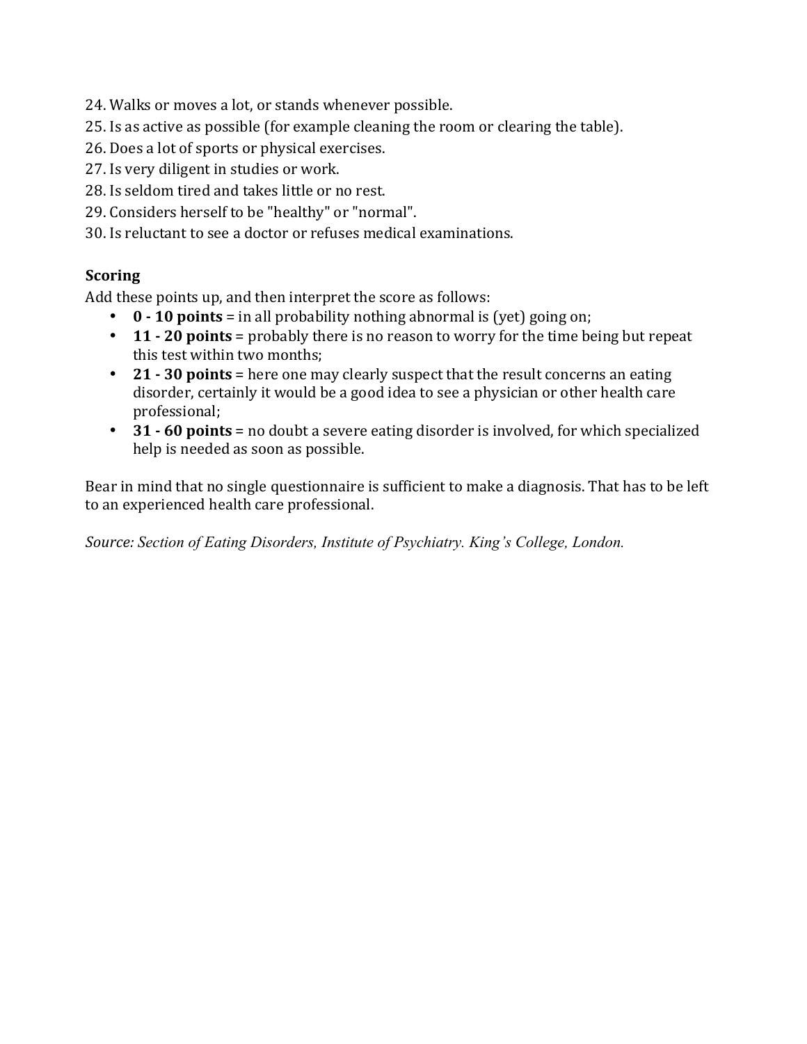24. Walks or moves a lot, or stands whenever possible.
25. Is as active as possible (for example cleaning the room or clearing the table).
26. Does a lot of sports or physical exercises.
27. Is very diligent in studies or work.
28. Is seldom tired and takes little or no rest.
29. Considers herself to be "healthy" or "normal".
30. Is reluctant to see a doctor or refuses medical examinations.

**Scoring**

Add these points up, and then interpret the score as follows:

- **0 - 10 points** = in all probability nothing abnormal is (yet) going on;
- **11 - 20 points** = probably there is no reason to worry for the time being but repeat this test within two months;
- **21 - 30 points** = here one may clearly suspect that the result concerns an eating disorder, certainly it would be a good idea to see a physician or other health care professional;
- **31 - 60 points** = no doubt a severe eating disorder is involved, for which specialized help is needed as soon as possible.

Bear in mind that no single questionnaire is sufficient to make a diagnosis. That has to be left to an experienced health care professional.

*Source: Section of Eating Disorders, Institute of Psychiatry. King's College, London.*